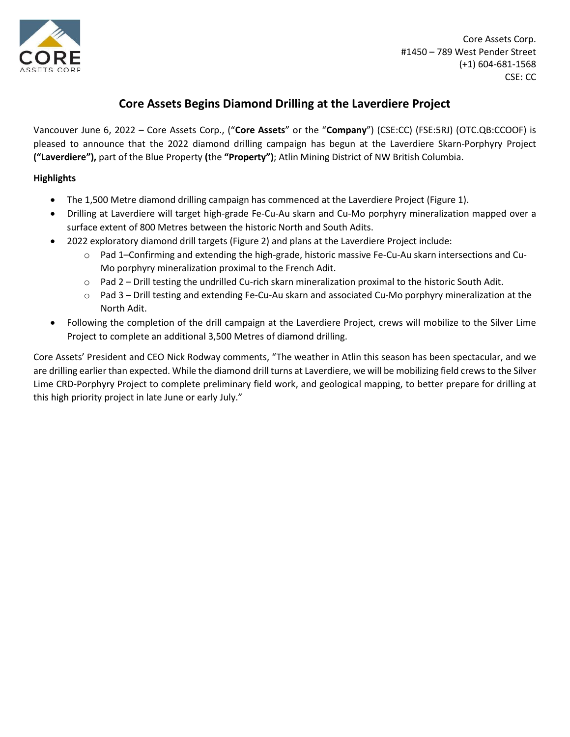Core Assets Corp.
#1450 – 789 West Pender Street
(+1) 604-681-1568
CSE: CC

# Core Assets Begins Diamond Drilling at the Laverdiere Project

Vancouver June 6, 2022 – Core Assets Corp., ("**Core Assets**" or the "**Company**") (CSE:CC) (FSE:5RJ) (OTC.QB:CCOOF) is pleased to announce that the 2022 diamond drilling campaign has begun at the Laverdiere Skarn-Porphyry Project **("Laverdiere"),** part of the Blue Property **(**the **"Property")**; Atlin Mining District of NW British Columbia.

**Highlights**

- The 1,500 Metre diamond drilling campaign has commenced at the Laverdiere Project (Figure 1).
- Drilling at Laverdiere will target high-grade Fe-Cu-Au skarn and Cu-Mo porphyry mineralization mapped over a surface extent of 800 Metres between the historic North and South Adits.
- 2022 exploratory diamond drill targets (Figure 2) and plans at the Laverdiere Project include:
    - Pad 1–Confirming and extending the high-grade, historic massive Fe-Cu-Au skarn intersections and Cu-Mo porphyry mineralization proximal to the French Adit.
    - Pad 2 – Drill testing the undrilled Cu-rich skarn mineralization proximal to the historic South Adit.
    - Pad 3 – Drill testing and extending Fe-Cu-Au skarn and associated Cu-Mo porphyry mineralization at the North Adit.
- Following the completion of the drill campaign at the Laverdiere Project, crews will mobilize to the Silver Lime Project to complete an additional 3,500 Metres of diamond drilling.

Core Assets' President and CEO Nick Rodway comments, "The weather in Atlin this season has been spectacular, and we are drilling earlier than expected. While the diamond drill turns at Laverdiere, we will be mobilizing field crews to the Silver Lime CRD-Porphyry Project to complete preliminary field work, and geological mapping, to better prepare for drilling at this high priority project in late June or early July."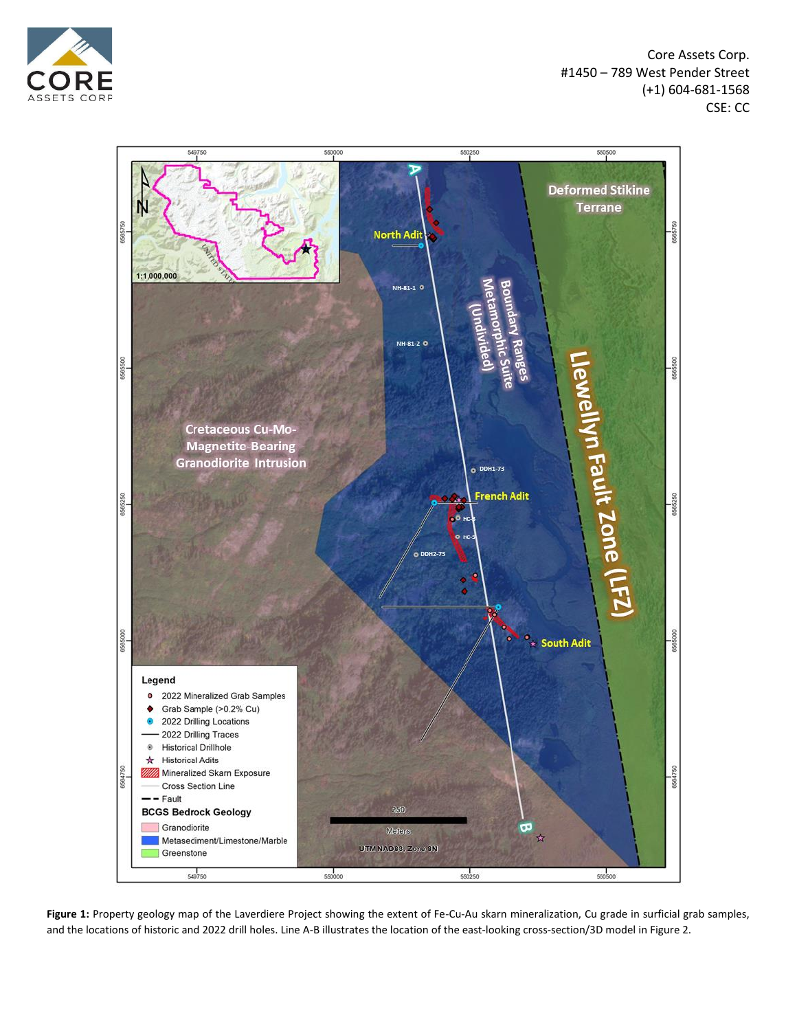**Figure 1:** Property geology map of the Laverdiere Project showing the extent of Fe-Cu-Au skarn mineralization, Cu grade in surficial grab samples, and the locations of historic and 2022 drill holes. Line A-B illustrates the location of the east-looking cross-section/3D model in Figure 2.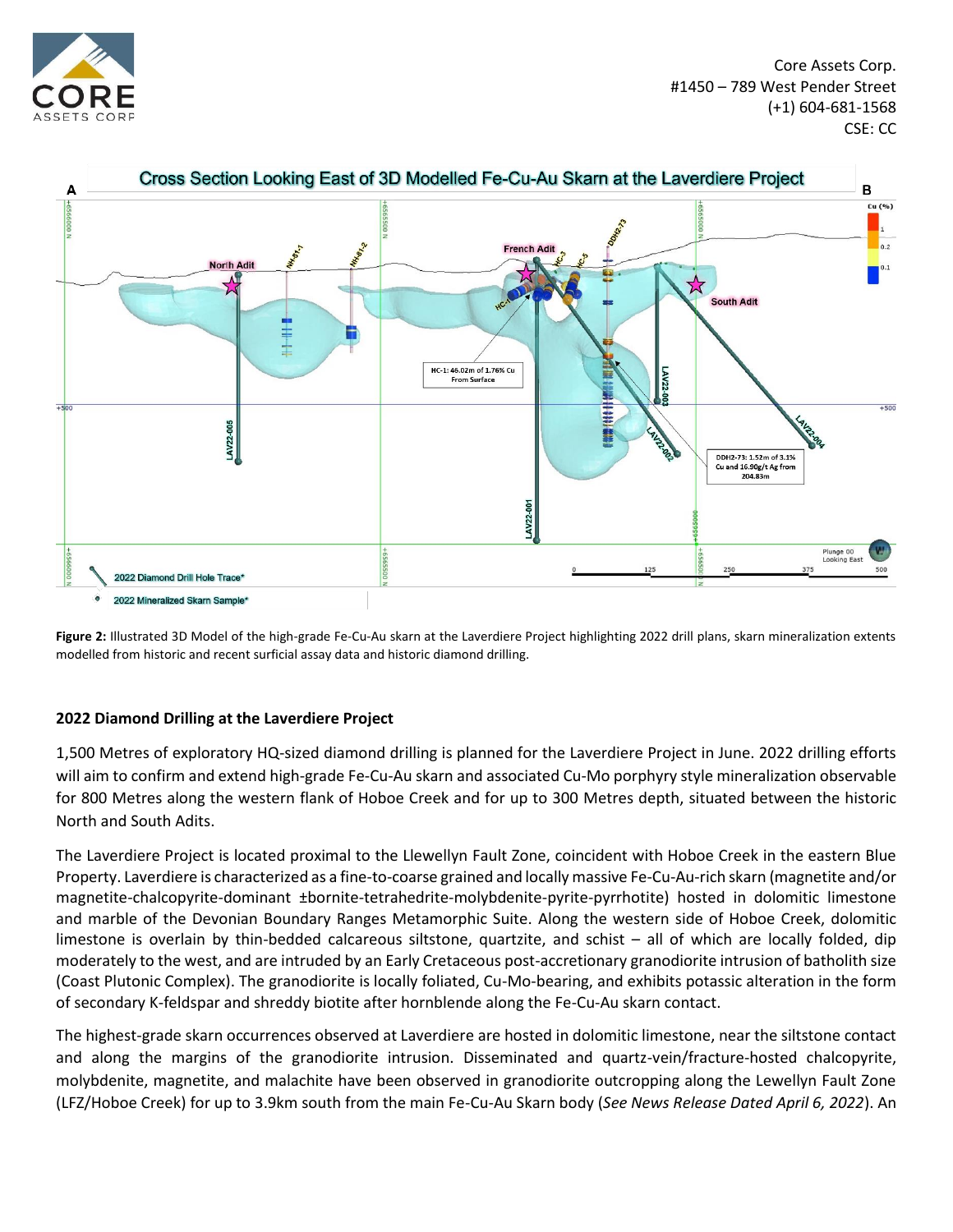**Figure 2:** Illustrated 3D Model of the high-grade Fe-Cu-Au skarn at the Laverdiere Project highlighting 2022 drill plans, skarn mineralization extents modelled from historic and recent surficial assay data and historic diamond drilling.

### 2022 Diamond Drilling at the Laverdiere Project

1,500 Metres of exploratory HQ-sized diamond drilling is planned for the Laverdiere Project in June. 2022 drilling efforts will aim to confirm and extend high-grade Fe-Cu-Au skarn and associated Cu-Mo porphyry style mineralization observable for 800 Metres along the western flank of Hoboe Creek and for up to 300 Metres depth, situated between the historic North and South Adits.

The Laverdiere Project is located proximal to the Llewellyn Fault Zone, coincident with Hoboe Creek in the eastern Blue Property. Laverdiere is characterized as a fine-to-coarse grained and locally massive Fe-Cu-Au-rich skarn (magnetite and/or magnetite-chalcopyrite-dominant ±bornite-tetrahedrite-molybdenite-pyrite-pyrrhotite) hosted in dolomitic limestone and marble of the Devonian Boundary Ranges Metamorphic Suite. Along the western side of Hoboe Creek, dolomitic limestone is overlain by thin-bedded calcareous siltstone, quartzite, and schist – all of which are locally folded, dip moderately to the west, and are intruded by an Early Cretaceous post-accretionary granodiorite intrusion of batholith size (Coast Plutonic Complex). The granodiorite is locally foliated, Cu-Mo-bearing, and exhibits potassic alteration in the form of secondary K-feldspar and shreddy biotite after hornblende along the Fe-Cu-Au skarn contact.

The highest-grade skarn occurrences observed at Laverdiere are hosted in dolomitic limestone, near the siltstone contact and along the margins of the granodiorite intrusion. Disseminated and quartz-vein/fracture-hosted chalcopyrite, molybdenite, magnetite, and malachite have been observed in granodiorite outcropping along the Lewellyn Fault Zone (LFZ/Hoboe Creek) for up to 3.9km south from the main Fe-Cu-Au Skarn body (*See News Release Dated April 6, 2022*). An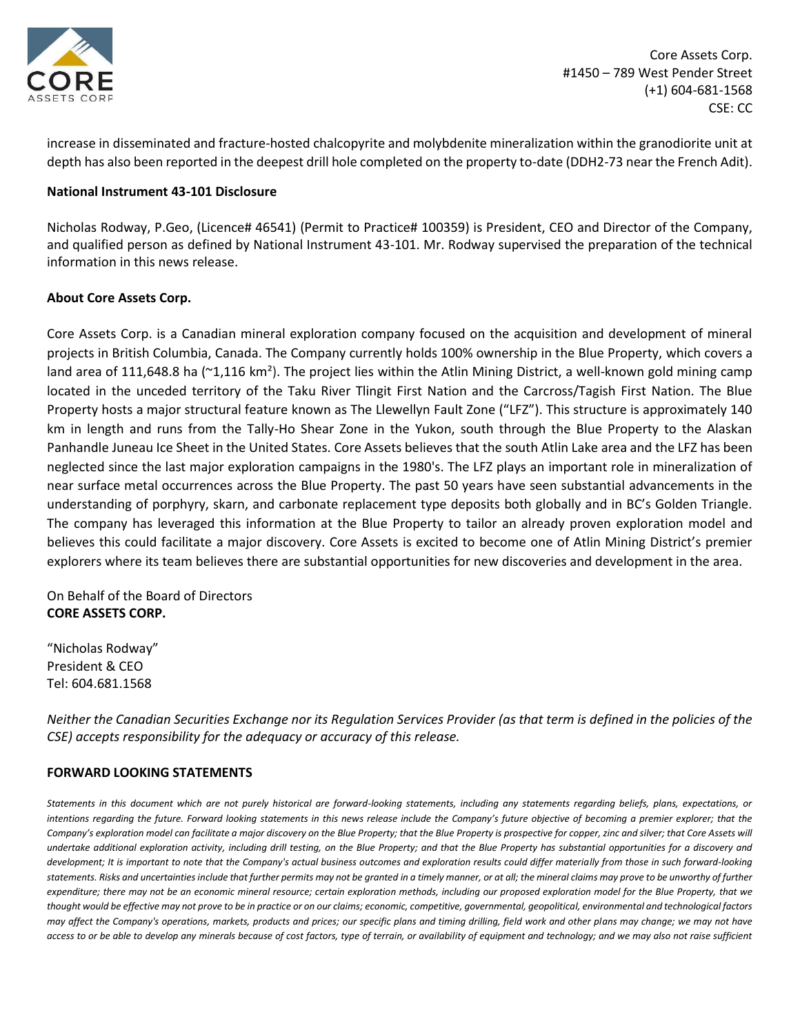increase in disseminated and fracture-hosted chalcopyrite and molybdenite mineralization within the granodiorite unit at depth has also been reported in the deepest drill hole completed on the property to-date (DDH2-73 near the French Adit).

**National Instrument 43-101 Disclosure**

Nicholas Rodway, P.Geo, (Licence# 46541) (Permit to Practice# 100359) is President, CEO and Director of the Company, and qualified person as defined by National Instrument 43-101. Mr. Rodway supervised the preparation of the technical information in this news release.

**About Core Assets Corp.**

Core Assets Corp. is a Canadian mineral exploration company focused on the acquisition and development of mineral projects in British Columbia, Canada. The Company currently holds 100% ownership in the Blue Property, which covers a land area of 111,648.8 ha (~1,116 km$^2$). The project lies within the Atlin Mining District, a well-known gold mining camp located in the unceded territory of the Taku River Tlingit First Nation and the Carcross/Tagish First Nation. The Blue Property hosts a major structural feature known as The Llewellyn Fault Zone ("LFZ"). This structure is approximately 140 km in length and runs from the Tally-Ho Shear Zone in the Yukon, south through the Blue Property to the Alaskan Panhandle Juneau Ice Sheet in the United States. Core Assets believes that the south Atlin Lake area and the LFZ has been neglected since the last major exploration campaigns in the 1980's. The LFZ plays an important role in mineralization of near surface metal occurrences across the Blue Property. The past 50 years have seen substantial advancements in the understanding of porphyry, skarn, and carbonate replacement type deposits both globally and in BC's Golden Triangle. The company has leveraged this information at the Blue Property to tailor an already proven exploration model and believes this could facilitate a major discovery. Core Assets is excited to become one of Atlin Mining District's premier explorers where its team believes there are substantial opportunities for new discoveries and development in the area.

On Behalf of the Board of Directors
**CORE ASSETS CORP.**

"Nicholas Rodway"
President & CEO
Tel: 604.681.1568

*Neither the Canadian Securities Exchange nor its Regulation Services Provider (as that term is defined in the policies of the CSE) accepts responsibility for the adequacy or accuracy of this release.*

**FORWARD LOOKING STATEMENTS**

*Statements in this document which are not purely historical are forward-looking statements, including any statements regarding beliefs, plans, expectations, or intentions regarding the future. Forward looking statements in this news release include the Company's future objective of becoming a premier explorer; that the Company's exploration model can facilitate a major discovery on the Blue Property; that the Blue Property is prospective for copper, zinc and silver; that Core Assets will undertake additional exploration activity, including drill testing, on the Blue Property; and that the Blue Property has substantial opportunities for a discovery and development; It is important to note that the Company's actual business outcomes and exploration results could differ materially from those in such forward-looking statements. Risks and uncertainties include that further permits may not be granted in a timely manner, or at all; the mineral claims may prove to be unworthy of further expenditure; there may not be an economic mineral resource; certain exploration methods, including our proposed exploration model for the Blue Property, that we thought would be effective may not prove to be in practice or on our claims; economic, competitive, governmental, geopolitical, environmental and technological factors may affect the Company's operations, markets, products and prices; our specific plans and timing drilling, field work and other plans may change; we may not have access to or be able to develop any minerals because of cost factors, type of terrain, or availability of equipment and technology; and we may also not raise sufficient*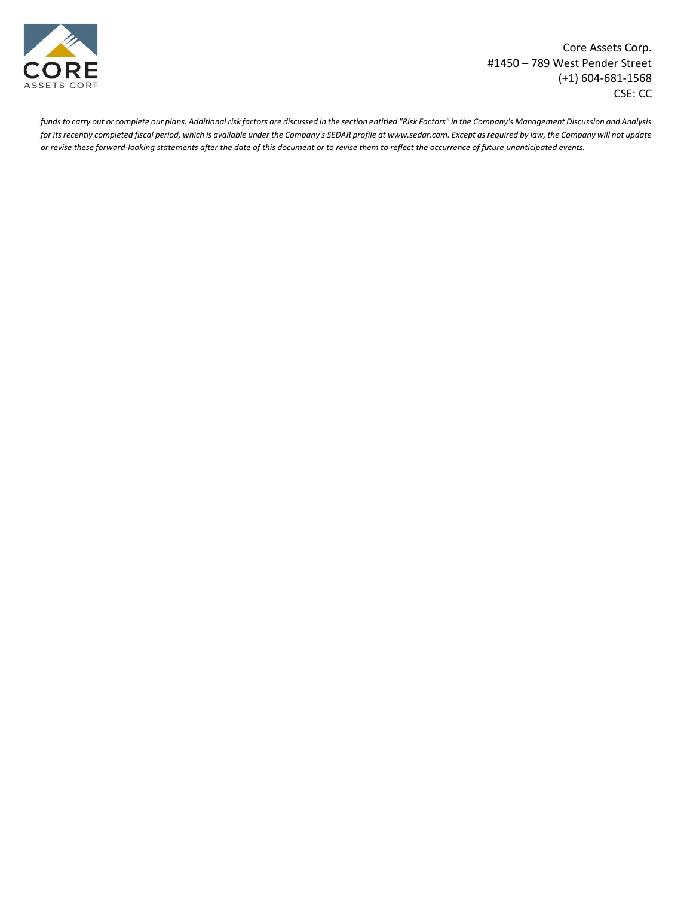*funds to carry out or complete our plans. Additional risk factors are discussed in the section entitled "Risk Factors" in the Company's Management Discussion and Analysis for its recently completed fiscal period, which is available under the Company's SEDAR profile at www.sedar.com. Except as required by law, the Company will not update or revise these forward-looking statements after the date of this document or to revise them to reflect the occurrence of future unanticipated events.*